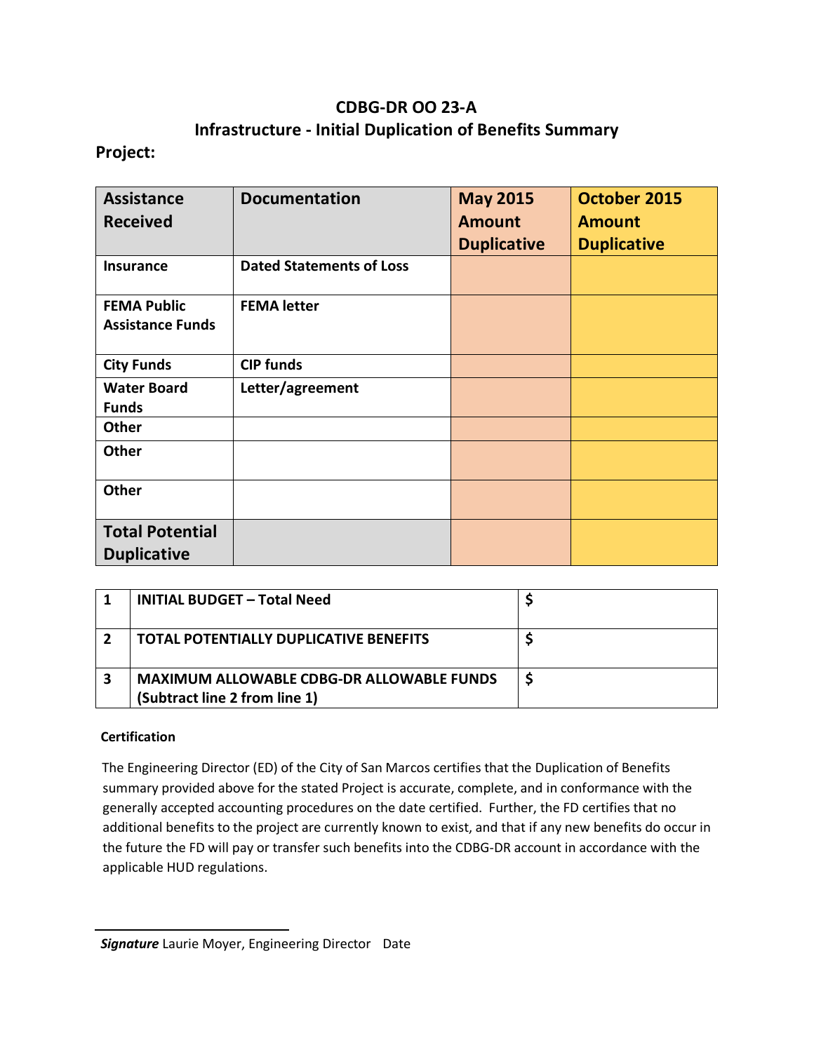# CDBG-DR OO 23-A
## Infrastructure - Initial Duplication of Benefits Summary

**Project:**

| Assistance Received | Documentation | May 2015 Amount Duplicative | October 2015 Amount Duplicative |
|---|---|---|---|
| **Insurance** | **Dated Statements of Loss** | | |
| **FEMA Public Assistance Funds** | **FEMA letter** | | |
| **City Funds** | **CIP funds** | | |
| **Water Board Funds** | **Letter/agreement** | | |
| **Other** | | | |
| **Other** | | | |
| **Other** | | | |
| **Total Potential Duplicative** | | | |

| | | |
|---|---|---|
| **1** | **INITIAL BUDGET – Total Need** | **$** |
| **2** | **TOTAL POTENTIALLY DUPLICATIVE BENEFITS** | **$** |
| **3** | **MAXIMUM ALLOWABLE CDBG-DR ALLOWABLE FUNDS (Subtract line 2 from line 1)** | **$** |

**Certification**

The Engineering Director (ED) of the City of San Marcos certifies that the Duplication of Benefits summary provided above for the stated Project is accurate, complete, and in conformance with the generally accepted accounting procedures on the date certified. Further, the FD certifies that no additional benefits to the project are currently known to exist, and that if any new benefits do occur in the future the FD will pay or transfer such benefits into the CDBG-DR account in accordance with the applicable HUD regulations.

_______________________________

***Signature*** Laurie Moyer, Engineering Director   Date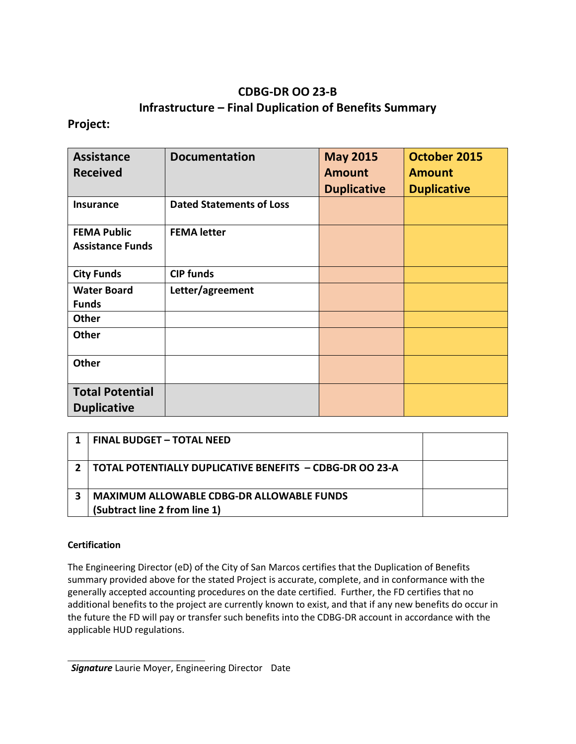# CDBG-DR OO 23-B
## Infrastructure – Final Duplication of Benefits Summary

**Project:**

| Assistance Received | Documentation | May 2015 Amount Duplicative | October 2015 Amount Duplicative |
|---|---|---|---|
| **Insurance** | **Dated Statements of Loss** | | |
| **FEMA Public Assistance Funds** | **FEMA letter** | | |
| **City Funds** | **CIP funds** | | |
| **Water Board Funds** | **Letter/agreement** | | |
| **Other** | | | |
| **Other** | | | |
| **Other** | | | |
| **Total Potential Duplicative** | | | |

| | | |
|---|---|---|
| **1** | **FINAL BUDGET – TOTAL NEED** | |
| **2** | **TOTAL POTENTIALLY DUPLICATIVE BENEFITS – CDBG-DR OO 23-A** | |
| **3** | **MAXIMUM ALLOWABLE CDBG-DR ALLOWABLE FUNDS (Subtract line 2 from line 1)** | |

**Certification**

The Engineering Director (eD) of the City of San Marcos certifies that the Duplication of Benefits summary provided above for the stated Project is accurate, complete, and in conformance with the generally accepted accounting procedures on the date certified. Further, the FD certifies that no additional benefits to the project are currently known to exist, and that if any new benefits do occur in the future the FD will pay or transfer such benefits into the CDBG-DR account in accordance with the applicable HUD regulations.

_______________________________

***Signature*** Laurie Moyer, Engineering Director Date